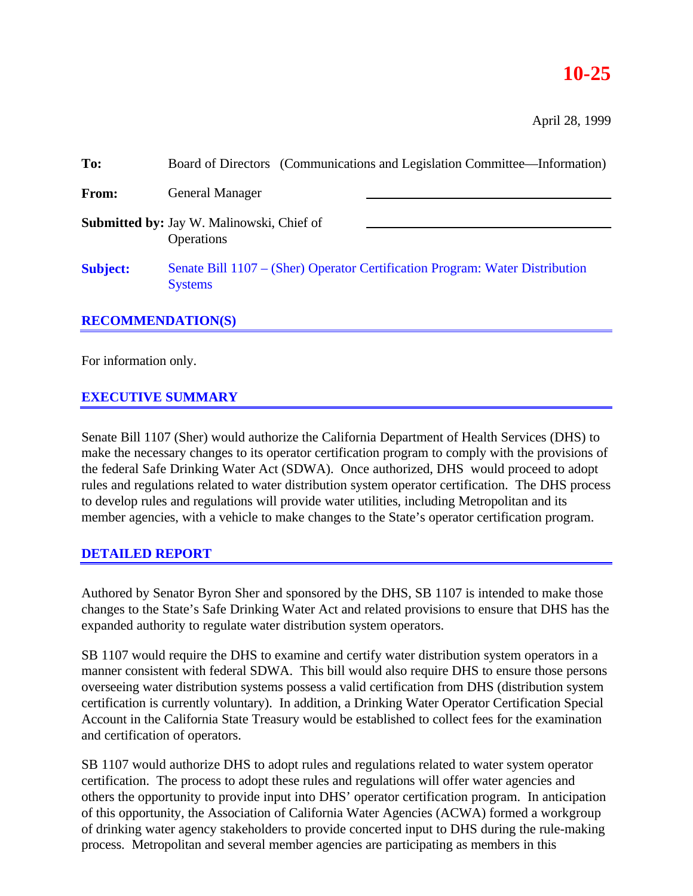**10-25**

April 28, 1999

**To:** Board of Directors (Communications and Legislation Committee—Information)

**From:** General Manager

**Submitted by:** Jay W. Malinowski, Chief of Operations

**Subject:** Senate Bill 1107 – (Sher) Operator Certification Program: Water Distribution Systems

## RECOMMENDATION(S)

For information only.

## EXECUTIVE SUMMARY

Senate Bill 1107 (Sher) would authorize the California Department of Health Services (DHS) to make the necessary changes to its operator certification program to comply with the provisions of the federal Safe Drinking Water Act (SDWA). Once authorized, DHS would proceed to adopt rules and regulations related to water distribution system operator certification. The DHS process to develop rules and regulations will provide water utilities, including Metropolitan and its member agencies, with a vehicle to make changes to the State's operator certification program.

## DETAILED REPORT

Authored by Senator Byron Sher and sponsored by the DHS, SB 1107 is intended to make those changes to the State's Safe Drinking Water Act and related provisions to ensure that DHS has the expanded authority to regulate water distribution system operators.

SB 1107 would require the DHS to examine and certify water distribution system operators in a manner consistent with federal SDWA. This bill would also require DHS to ensure those persons overseeing water distribution systems possess a valid certification from DHS (distribution system certification is currently voluntary). In addition, a Drinking Water Operator Certification Special Account in the California State Treasury would be established to collect fees for the examination and certification of operators.

SB 1107 would authorize DHS to adopt rules and regulations related to water system operator certification. The process to adopt these rules and regulations will offer water agencies and others the opportunity to provide input into DHS' operator certification program. In anticipation of this opportunity, the Association of California Water Agencies (ACWA) formed a workgroup of drinking water agency stakeholders to provide concerted input to DHS during the rule-making process. Metropolitan and several member agencies are participating as members in this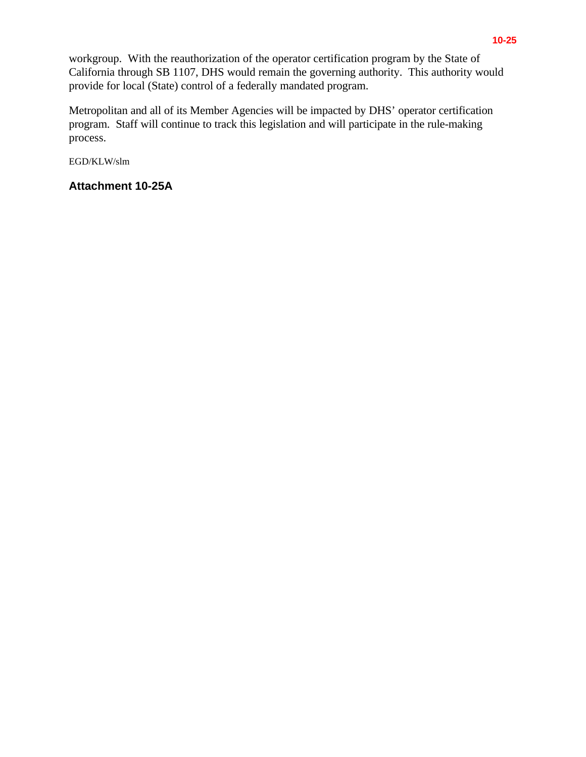workgroup. With the reauthorization of the operator certification program by the State of California through SB 1107, DHS would remain the governing authority. This authority would provide for local (State) control of a federally mandated program.

Metropolitan and all of its Member Agencies will be impacted by DHS' operator certification program. Staff will continue to track this legislation and will participate in the rule-making process.

EGD/KLW/slm

**Attachment 10-25A**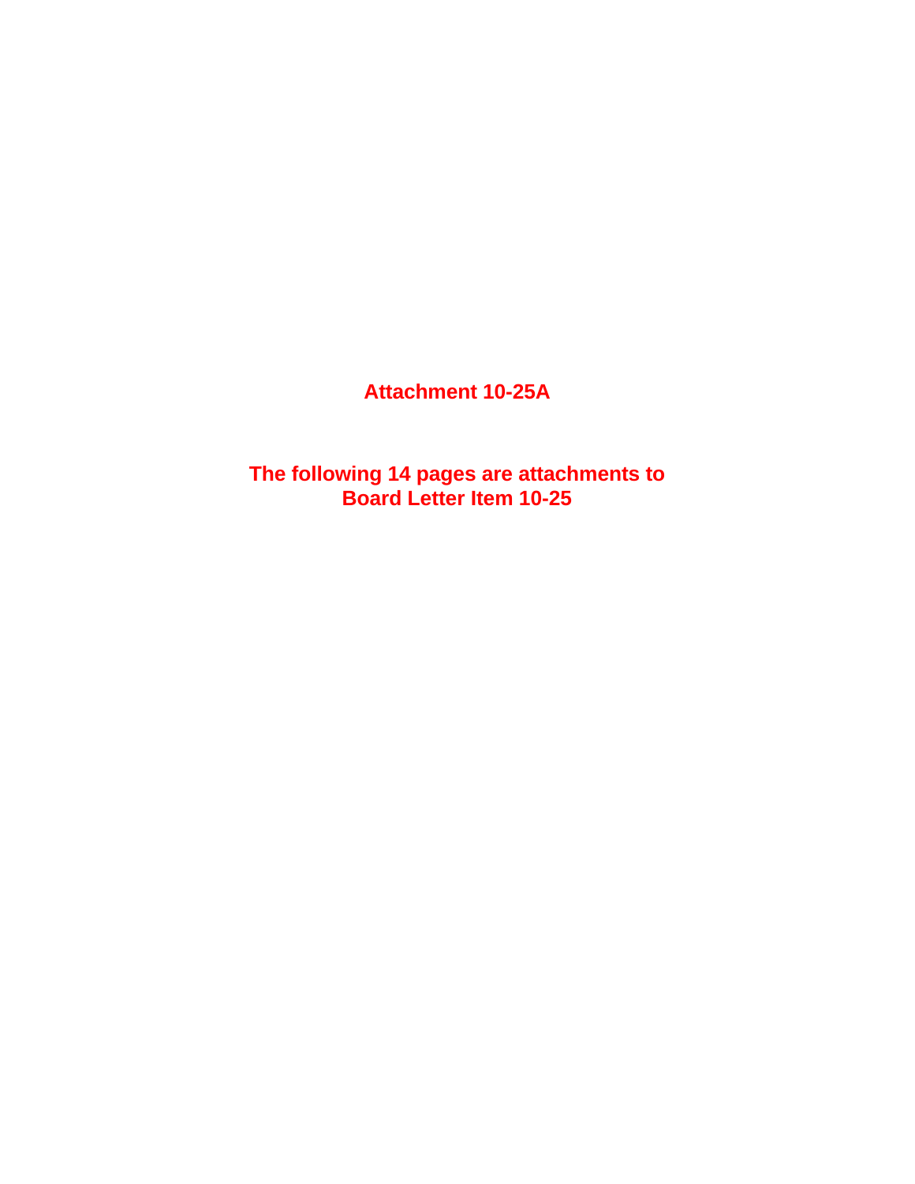**Attachment 10-25A**

**The following 14 pages are attachments to Board Letter Item 10-25**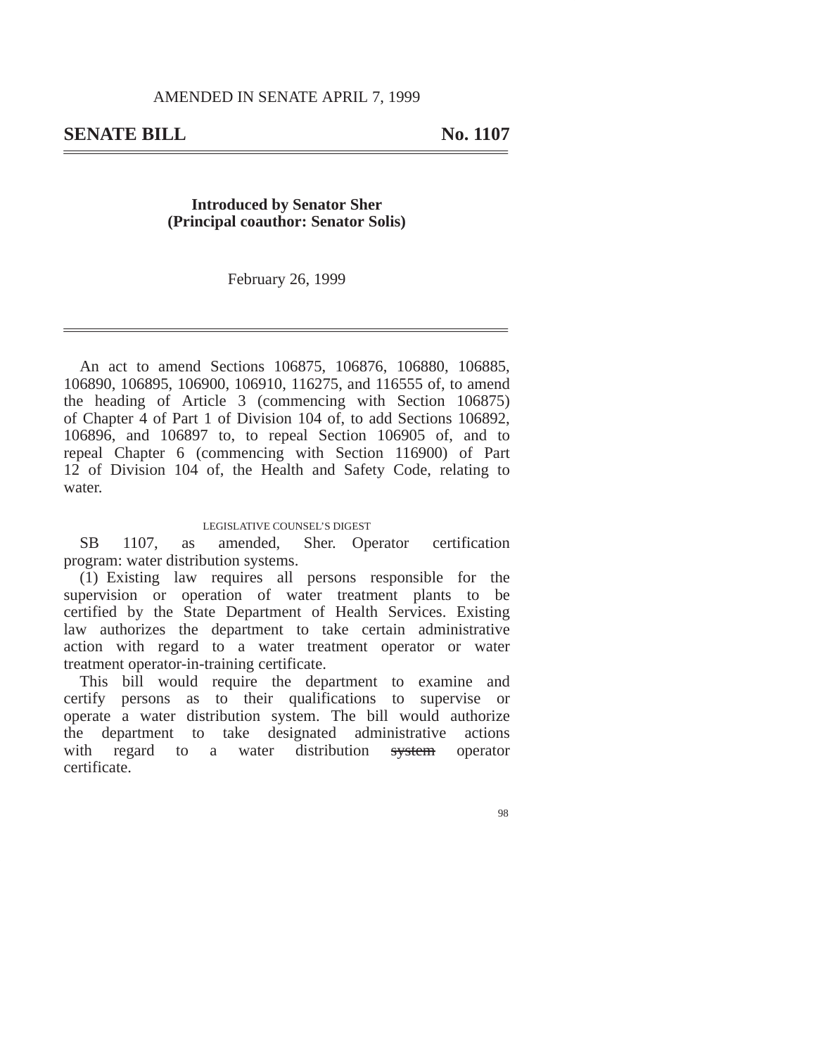AMENDED IN SENATE APRIL 7, 1999

# SENATE BILL No. 1107

**Introduced by Senator Sher**
**(Principal coauthor: Senator Solis)**

February 26, 1999

An act to amend Sections 106875, 106876, 106880, 106885, 106890, 106895, 106900, 106910, 116275, and 116555 of, to amend the heading of Article 3 (commencing with Section 106875) of Chapter 4 of Part 1 of Division 104 of, to add Sections 106892, 106896, and 106897 to, to repeal Section 106905 of, and to repeal Chapter 6 (commencing with Section 116900) of Part 12 of Division 104 of, the Health and Safety Code, relating to water.

LEGISLATIVE COUNSEL'S DIGEST

SB 1107, as amended, Sher. Operator certification program: water distribution systems.

(1) Existing law requires all persons responsible for the supervision or operation of water treatment plants to be certified by the State Department of Health Services. Existing law authorizes the department to take certain administrative action with regard to a water treatment operator or water treatment operator-in-training certificate.

This bill would require the department to examine and certify persons as to their qualifications to supervise or operate a water distribution system. The bill would authorize the department to take designated administrative actions with regard to a water distribution ~~system~~ operator certificate.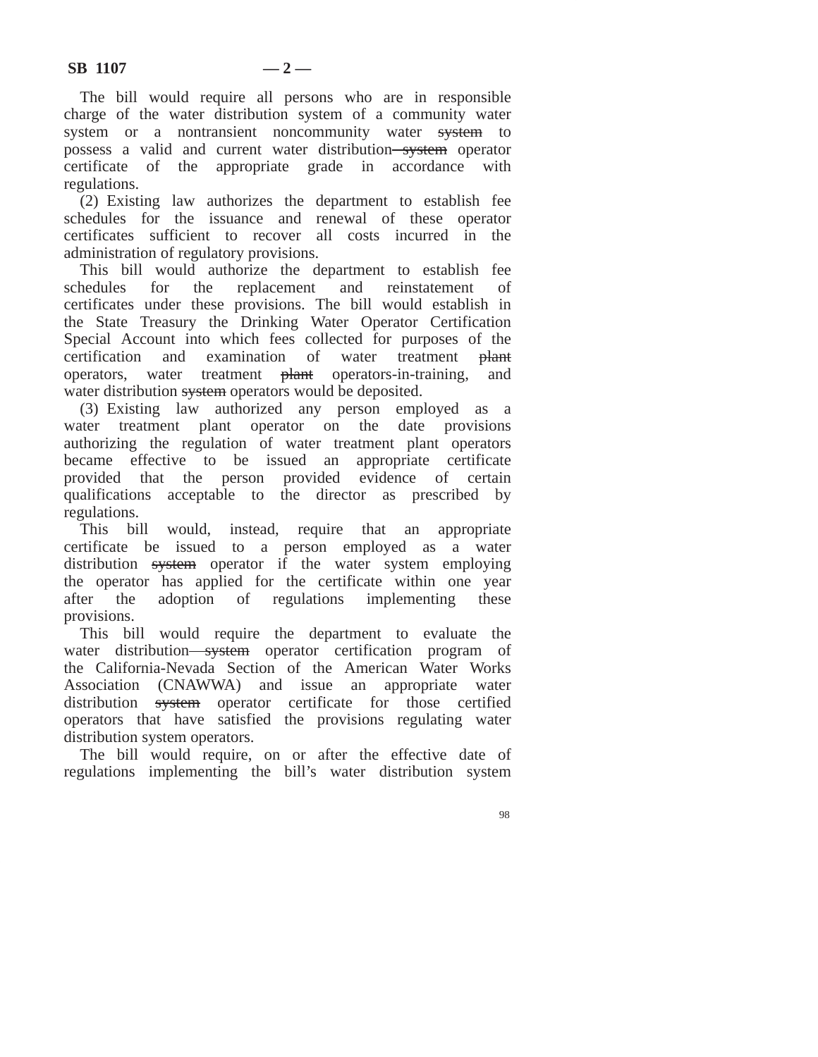The bill would require all persons who are in responsible charge of the water distribution system of a community water system or a nontransient noncommunity water ~~system~~ to possess a valid and current water distribution ~~system~~ operator certificate of the appropriate grade in accordance with regulations.

(2) Existing law authorizes the department to establish fee schedules for the issuance and renewal of these operator certificates sufficient to recover all costs incurred in the administration of regulatory provisions.

This bill would authorize the department to establish fee schedules for the replacement and reinstatement of certificates under these provisions. The bill would establish in the State Treasury the Drinking Water Operator Certification Special Account into which fees collected for purposes of the certification and examination of water treatment ~~plant~~ operators, water treatment ~~plant~~ operators-in-training, and water distribution ~~system~~ operators would be deposited.

(3) Existing law authorized any person employed as a water treatment plant operator on the date provisions authorizing the regulation of water treatment plant operators became effective to be issued an appropriate certificate provided that the person provided evidence of certain qualifications acceptable to the director as prescribed by regulations.

This bill would, instead, require that an appropriate certificate be issued to a person employed as a water distribution ~~system~~ operator if the water system employing the operator has applied for the certificate within one year after the adoption of regulations implementing these provisions.

This bill would require the department to evaluate the water distribution ~~system~~ operator certification program of the California-Nevada Section of the American Water Works Association (CNAWWA) and issue an appropriate water distribution ~~system~~ operator certificate for those certified operators that have satisfied the provisions regulating water distribution system operators.

The bill would require, on or after the effective date of regulations implementing the bill's water distribution system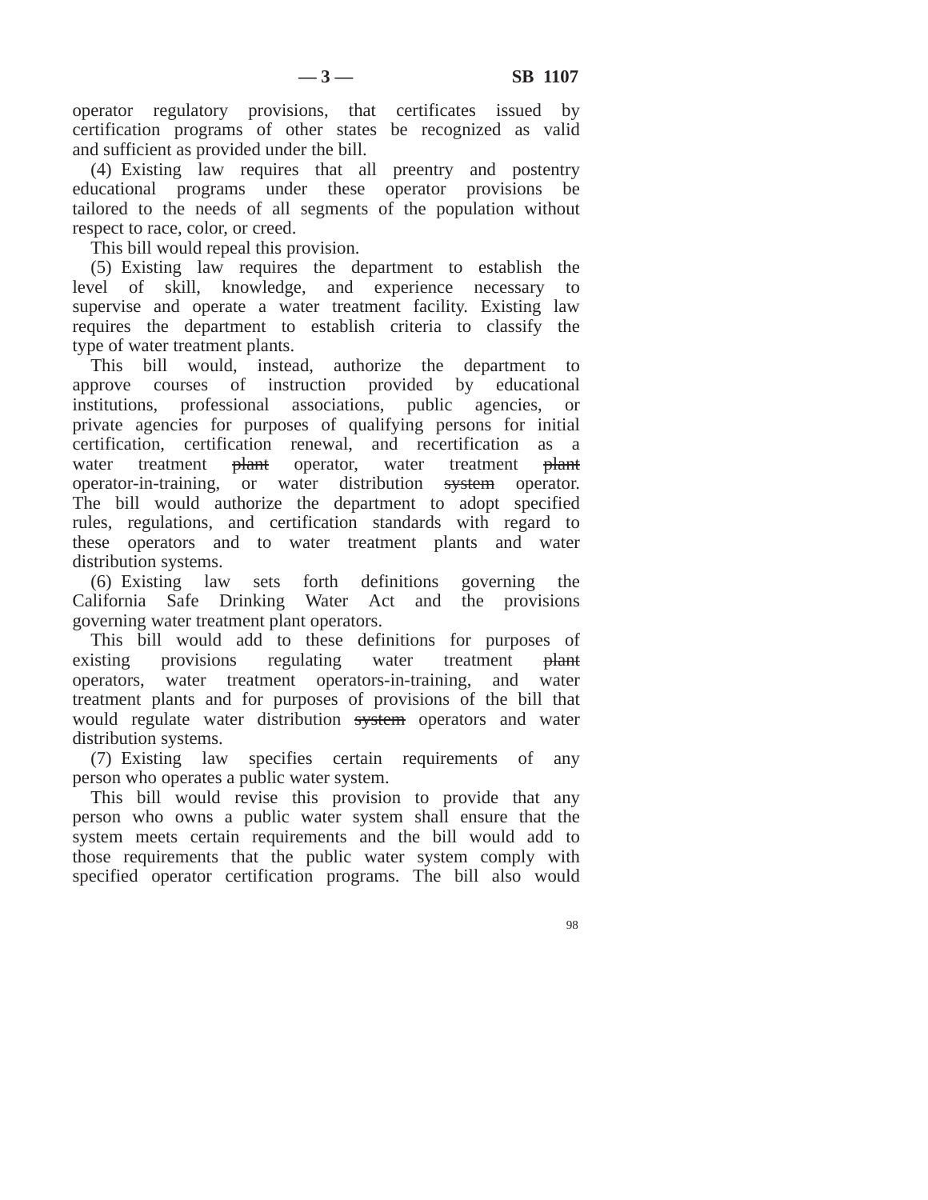operator regulatory provisions, that certificates issued by certification programs of other states be recognized as valid and sufficient as provided under the bill.

(4) Existing law requires that all preentry and postentry educational programs under these operator provisions be tailored to the needs of all segments of the population without respect to race, color, or creed.

This bill would repeal this provision.

(5) Existing law requires the department to establish the level of skill, knowledge, and experience necessary to supervise and operate a water treatment facility. Existing law requires the department to establish criteria to classify the type of water treatment plants.

This bill would, instead, authorize the department to approve courses of instruction provided by educational institutions, professional associations, public agencies, or private agencies for purposes of qualifying persons for initial certification, certification renewal, and recertification as a water treatment ~~plant~~ operator, water treatment ~~plant~~ operator-in-training, or water distribution ~~system~~ operator. The bill would authorize the department to adopt specified rules, regulations, and certification standards with regard to these operators and to water treatment plants and water distribution systems.

(6) Existing law sets forth definitions governing the California Safe Drinking Water Act and the provisions governing water treatment plant operators.

This bill would add to these definitions for purposes of existing provisions regulating water treatment ~~plant~~ operators, water treatment operators-in-training, and water treatment plants and for purposes of provisions of the bill that would regulate water distribution ~~system~~ operators and water distribution systems.

(7) Existing law specifies certain requirements of any person who operates a public water system.

This bill would revise this provision to provide that any person who owns a public water system shall ensure that the system meets certain requirements and the bill would add to those requirements that the public water system comply with specified operator certification programs. The bill also would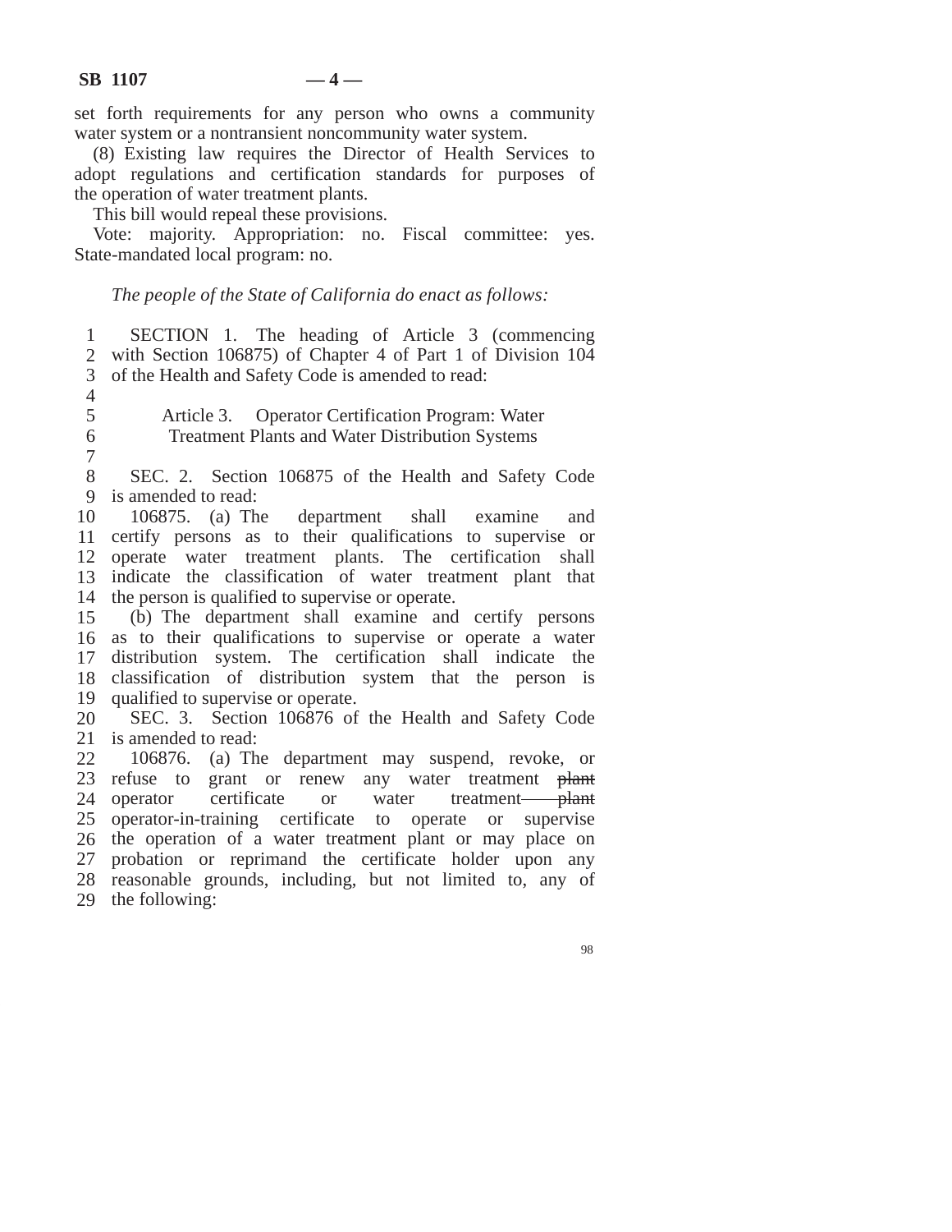set forth requirements for any person who owns a community water system or a nontransient noncommunity water system.

(8) Existing law requires the Director of Health Services to adopt regulations and certification standards for purposes of the operation of water treatment plants.

This bill would repeal these provisions.

Vote: majority. Appropriation: no. Fiscal committee: yes. State-mandated local program: no.

*The people of the State of California do enact as follows:*

SECTION 1. The heading of Article 3 (commencing with Section 106875) of Chapter 4 of Part 1 of Division 104 of the Health and Safety Code is amended to read:

Article 3. Operator Certification Program: Water Treatment Plants and Water Distribution Systems

SEC. 2. Section 106875 of the Health and Safety Code is amended to read:

106875. (a) The department shall examine and certify persons as to their qualifications to supervise or operate water treatment plants. The certification shall indicate the classification of water treatment plant that the person is qualified to supervise or operate.

(b) The department shall examine and certify persons as to their qualifications to supervise or operate a water distribution system. The certification shall indicate the classification of distribution system that the person is qualified to supervise or operate.

SEC. 3. Section 106876 of the Health and Safety Code is amended to read:

106876. (a) The department may suspend, revoke, or refuse to grant or renew any water treatment ~~plant~~ operator certificate or water treatment ~~plant~~ operator-in-training certificate to operate or supervise the operation of a water treatment plant or may place on probation or reprimand the certificate holder upon any reasonable grounds, including, but not limited to, any of the following: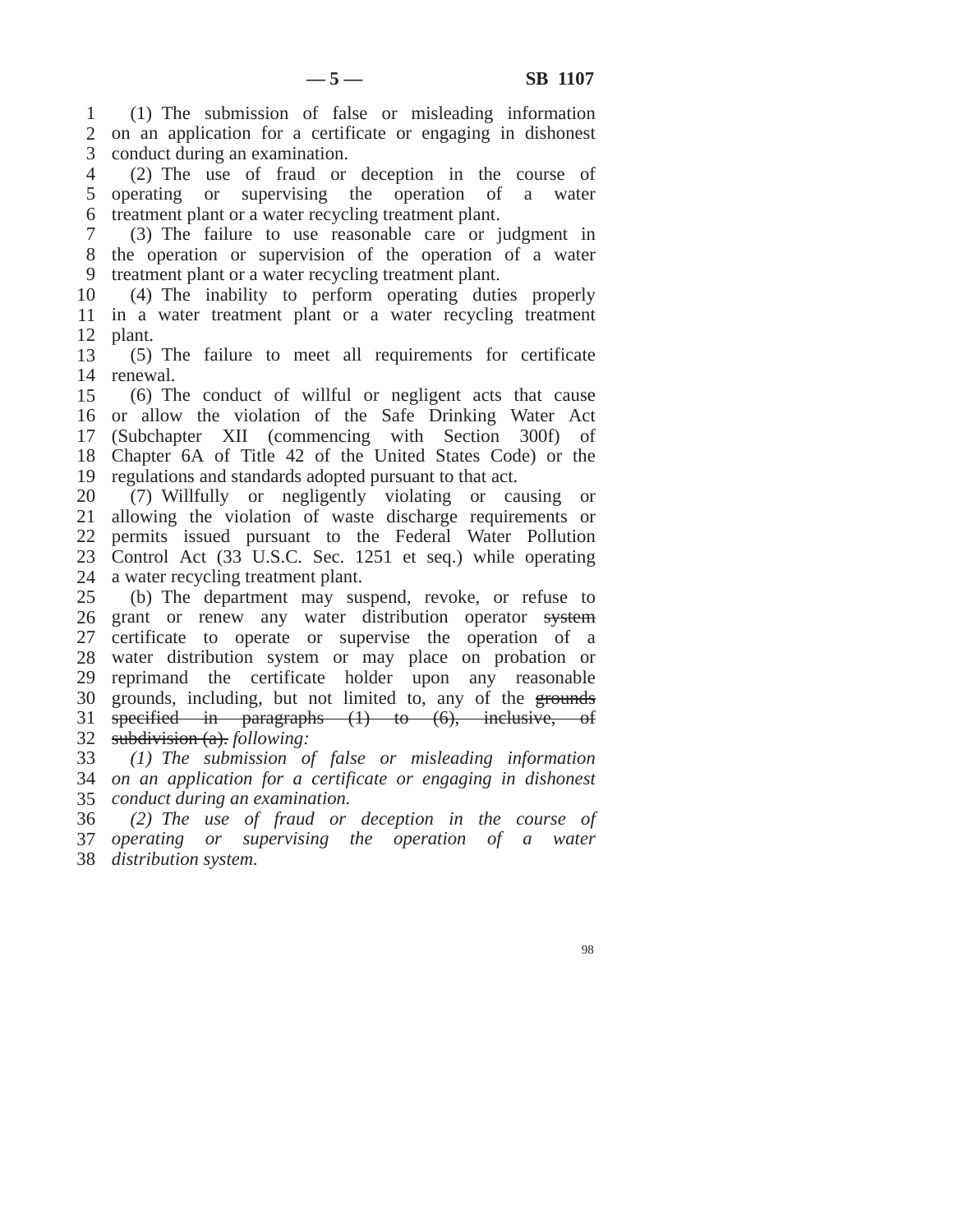(1) The submission of false or misleading information on an application for a certificate or engaging in dishonest conduct during an examination.

(2) The use of fraud or deception in the course of operating or supervising the operation of a water treatment plant or a water recycling treatment plant.

(3) The failure to use reasonable care or judgment in the operation or supervision of the operation of a water treatment plant or a water recycling treatment plant.

(4) The inability to perform operating duties properly in a water treatment plant or a water recycling treatment plant.

(5) The failure to meet all requirements for certificate renewal.

(6) The conduct of willful or negligent acts that cause or allow the violation of the Safe Drinking Water Act (Subchapter XII (commencing with Section 300f) of Chapter 6A of Title 42 of the United States Code) or the regulations and standards adopted pursuant to that act.

(7) Willfully or negligently violating or causing or allowing the violation of waste discharge requirements or permits issued pursuant to the Federal Water Pollution Control Act (33 U.S.C. Sec. 1251 et seq.) while operating a water recycling treatment plant.

(b) The department may suspend, revoke, or refuse to grant or renew any water distribution operator ~~system~~ certificate to operate or supervise the operation of a water distribution system or may place on probation or reprimand the certificate holder upon any reasonable grounds, including, but not limited to, any of the ~~grounds specified in paragraphs (1) to (6), inclusive, of subdivision (a).~~ *following:*

*(1) The submission of false or misleading information on an application for a certificate or engaging in dishonest conduct during an examination.*

*(2) The use of fraud or deception in the course of operating or supervising the operation of a water distribution system.*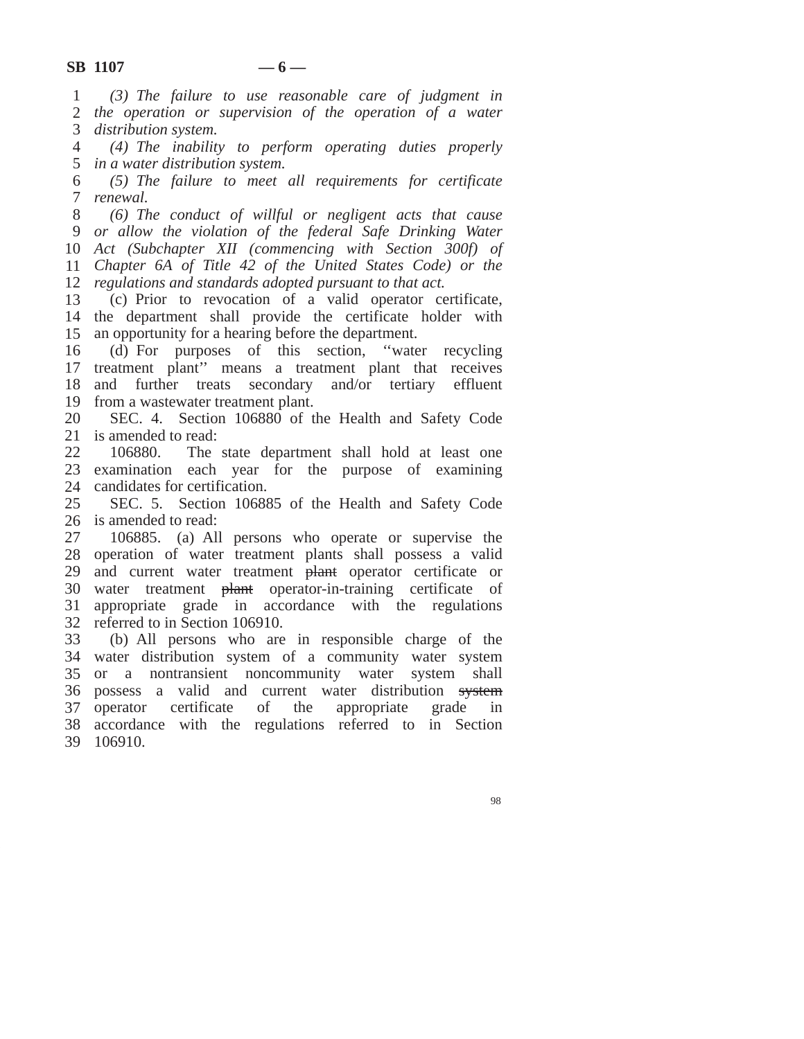*(3) The failure to use reasonable care of judgment in the operation or supervision of the operation of a water distribution system.*

*(4) The inability to perform operating duties properly in a water distribution system.*

*(5) The failure to meet all requirements for certificate renewal.*

*(6) The conduct of willful or negligent acts that cause or allow the violation of the federal Safe Drinking Water Act (Subchapter XII (commencing with Section 300f) of Chapter 6A of Title 42 of the United States Code) or the regulations and standards adopted pursuant to that act.*

(c) Prior to revocation of a valid operator certificate, the department shall provide the certificate holder with an opportunity for a hearing before the department.

(d) For purposes of this section, ''water recycling treatment plant'' means a treatment plant that receives and further treats secondary and/or tertiary effluent from a wastewater treatment plant.

SEC. 4. Section 106880 of the Health and Safety Code is amended to read:

106880. The state department shall hold at least one examination each year for the purpose of examining candidates for certification.

SEC. 5. Section 106885 of the Health and Safety Code is amended to read:

106885. (a) All persons who operate or supervise the operation of water treatment plants shall possess a valid and current water treatment ~~plant~~ operator certificate or water treatment ~~plant~~ operator-in-training certificate of appropriate grade in accordance with the regulations referred to in Section 106910.

(b) All persons who are in responsible charge of the water distribution system of a community water system or a nontransient noncommunity water system shall possess a valid and current water distribution ~~system~~ operator certificate of the appropriate grade in accordance with the regulations referred to in Section 106910.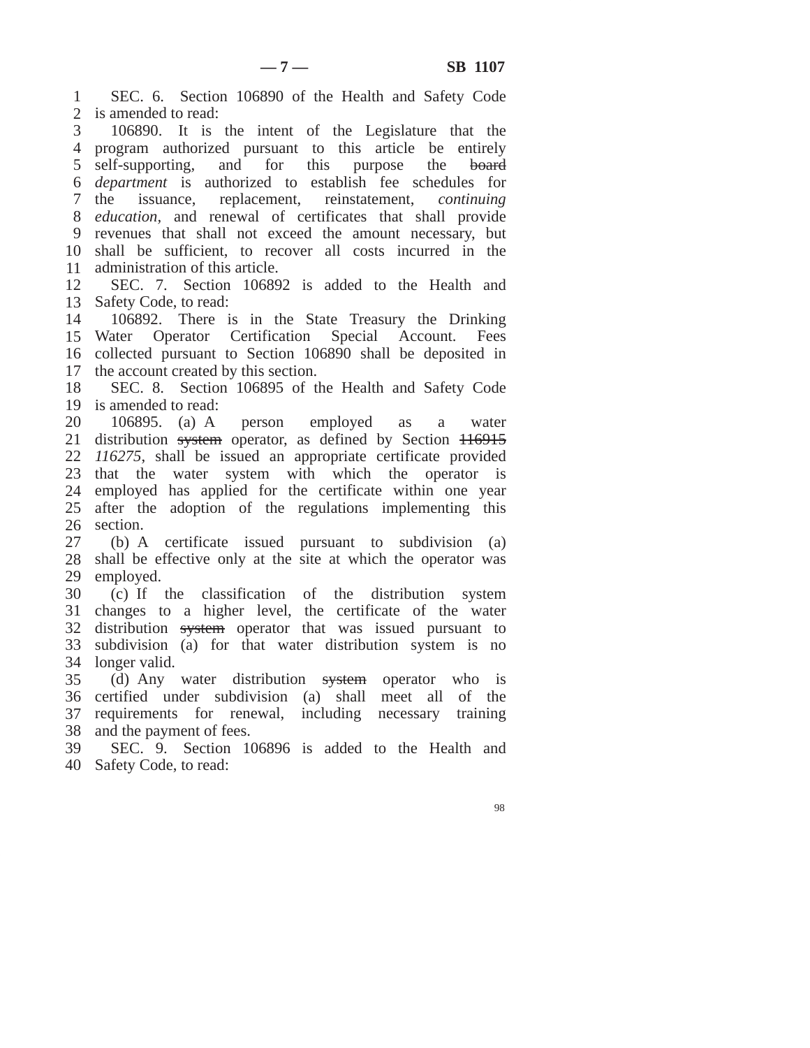SEC. 6. Section 106890 of the Health and Safety Code is amended to read:

106890. It is the intent of the Legislature that the program authorized pursuant to this article be entirely self-supporting, and for this purpose the ~~board~~ *department* is authorized to establish fee schedules for the issuance, replacement, reinstatement, *continuing education,* and renewal of certificates that shall provide revenues that shall not exceed the amount necessary, but shall be sufficient, to recover all costs incurred in the administration of this article.

SEC. 7. Section 106892 is added to the Health and Safety Code, to read:

106892. There is in the State Treasury the Drinking Water Operator Certification Special Account. Fees collected pursuant to Section 106890 shall be deposited in the account created by this section.

SEC. 8. Section 106895 of the Health and Safety Code is amended to read:

106895. (a) A person employed as a water distribution ~~system~~ operator, as defined by Section ~~116915~~ *116275*, shall be issued an appropriate certificate provided that the water system with which the operator is employed has applied for the certificate within one year after the adoption of the regulations implementing this section.

(b) A certificate issued pursuant to subdivision (a) shall be effective only at the site at which the operator was employed.

(c) If the classification of the distribution system changes to a higher level, the certificate of the water distribution ~~system~~ operator that was issued pursuant to subdivision (a) for that water distribution system is no longer valid.

(d) Any water distribution ~~system~~ operator who is certified under subdivision (a) shall meet all of the requirements for renewal, including necessary training and the payment of fees.

SEC. 9. Section 106896 is added to the Health and Safety Code, to read: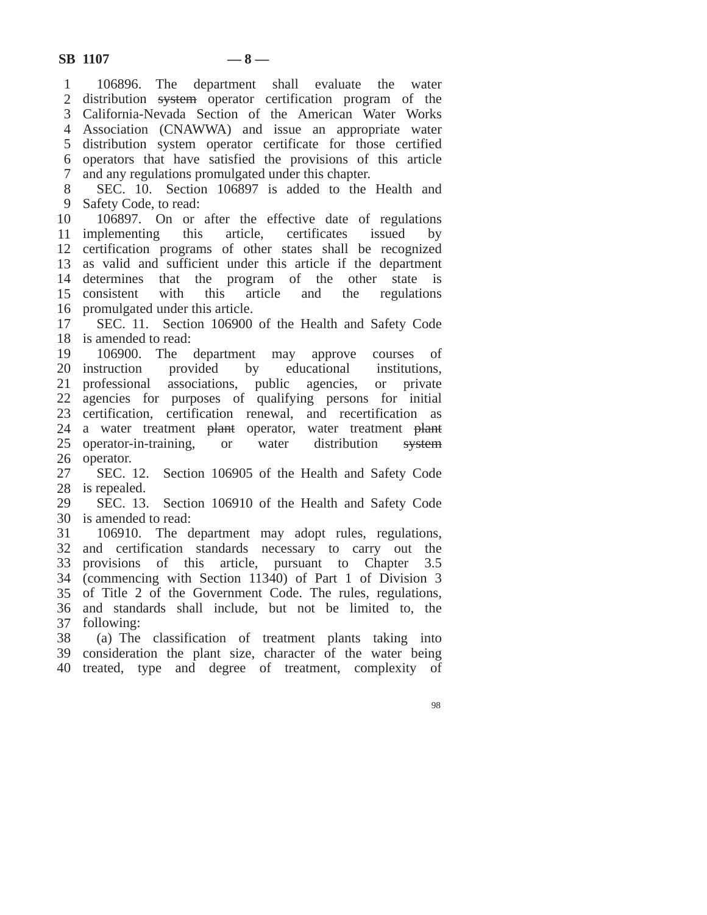106896. The department shall evaluate the water distribution ~~system~~ operator certification program of the California-Nevada Section of the American Water Works Association (CNAWWA) and issue an appropriate water distribution system operator certificate for those certified operators that have satisfied the provisions of this article and any regulations promulgated under this chapter.

SEC. 10. Section 106897 is added to the Health and Safety Code, to read:

106897. On or after the effective date of regulations implementing this article, certificates issued by certification programs of other states shall be recognized as valid and sufficient under this article if the department determines that the program of the other state is consistent with this article and the regulations promulgated under this article.

SEC. 11. Section 106900 of the Health and Safety Code is amended to read:

106900. The department may approve courses of instruction provided by educational institutions, professional associations, public agencies, or private agencies for purposes of qualifying persons for initial certification, certification renewal, and recertification as a water treatment ~~plant~~ operator, water treatment ~~plant~~ operator-in-training, or water distribution ~~system~~ operator.

SEC. 12. Section 106905 of the Health and Safety Code is repealed.

SEC. 13. Section 106910 of the Health and Safety Code is amended to read:

106910. The department may adopt rules, regulations, and certification standards necessary to carry out the provisions of this article, pursuant to Chapter 3.5 (commencing with Section 11340) of Part 1 of Division 3 of Title 2 of the Government Code. The rules, regulations, and standards shall include, but not be limited to, the following:

(a) The classification of treatment plants taking into consideration the plant size, character of the water being treated, type and degree of treatment, complexity of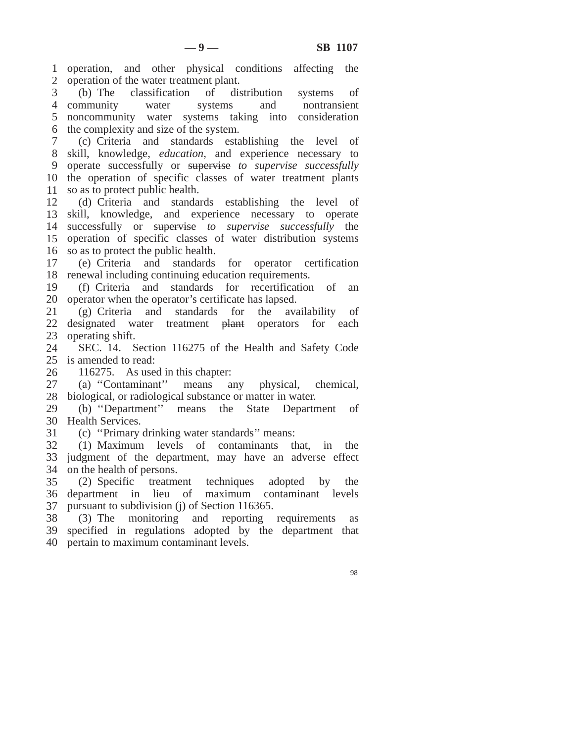operation, and other physical conditions affecting the operation of the water treatment plant.

(b) The classification of distribution systems of community water systems and nontransient noncommunity water systems taking into consideration the complexity and size of the system.

(c) Criteria and standards establishing the level of skill, knowledge, *education,* and experience necessary to operate successfully or ~~supervise~~ *to supervise successfully* the operation of specific classes of water treatment plants so as to protect public health.

(d) Criteria and standards establishing the level of skill, knowledge, and experience necessary to operate successfully or ~~supervise~~ *to supervise successfully* the operation of specific classes of water distribution systems so as to protect the public health.

(e) Criteria and standards for operator certification renewal including continuing education requirements.

(f) Criteria and standards for recertification of an operator when the operator's certificate has lapsed.

(g) Criteria and standards for the availability of designated water treatment ~~plant~~ operators for each operating shift.

SEC. 14. Section 116275 of the Health and Safety Code is amended to read:

116275. As used in this chapter:

(a) ''Contaminant'' means any physical, chemical, biological, or radiological substance or matter in water.

(b) ''Department'' means the State Department of Health Services.

(c) ''Primary drinking water standards'' means:

(1) Maximum levels of contaminants that, in the judgment of the department, may have an adverse effect on the health of persons.

(2) Specific treatment techniques adopted by the department in lieu of maximum contaminant levels pursuant to subdivision (j) of Section 116365.

(3) The monitoring and reporting requirements as specified in regulations adopted by the department that pertain to maximum contaminant levels.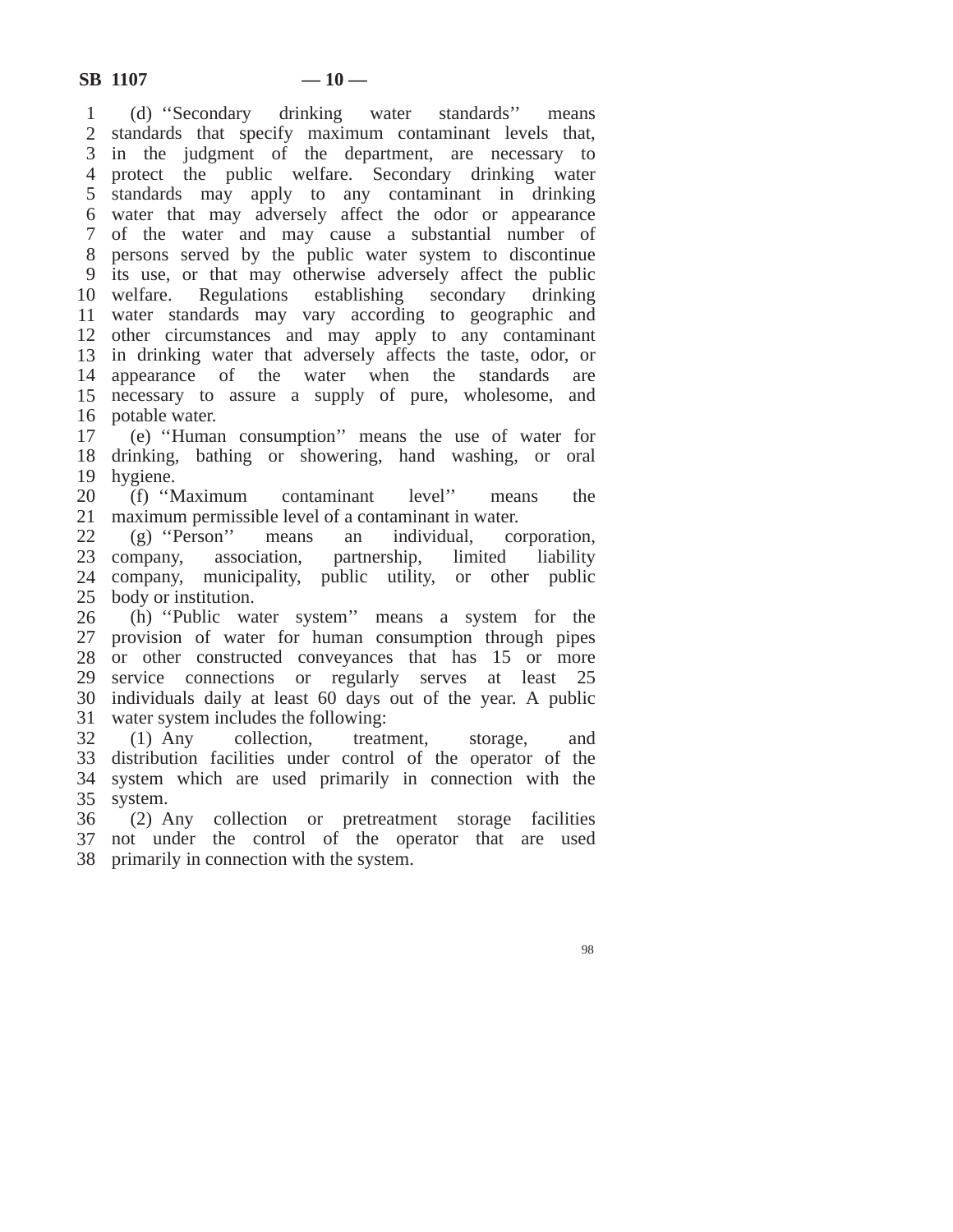(d) ''Secondary drinking water standards'' means standards that specify maximum contaminant levels that, in the judgment of the department, are necessary to protect the public welfare. Secondary drinking water standards may apply to any contaminant in drinking water that may adversely affect the odor or appearance of the water and may cause a substantial number of persons served by the public water system to discontinue its use, or that may otherwise adversely affect the public welfare. Regulations establishing secondary drinking water standards may vary according to geographic and other circumstances and may apply to any contaminant in drinking water that adversely affects the taste, odor, or appearance of the water when the standards are necessary to assure a supply of pure, wholesome, and potable water.

(e) ''Human consumption'' means the use of water for drinking, bathing or showering, hand washing, or oral hygiene.

(f) ''Maximum contaminant level'' means the maximum permissible level of a contaminant in water.

(g) ''Person'' means an individual, corporation, company, association, partnership, limited liability company, municipality, public utility, or other public body or institution.

(h) ''Public water system'' means a system for the provision of water for human consumption through pipes or other constructed conveyances that has 15 or more service connections or regularly serves at least 25 individuals daily at least 60 days out of the year. A public water system includes the following:

(1) Any collection, treatment, storage, and distribution facilities under control of the operator of the system which are used primarily in connection with the system.

(2) Any collection or pretreatment storage facilities not under the control of the operator that are used primarily in connection with the system.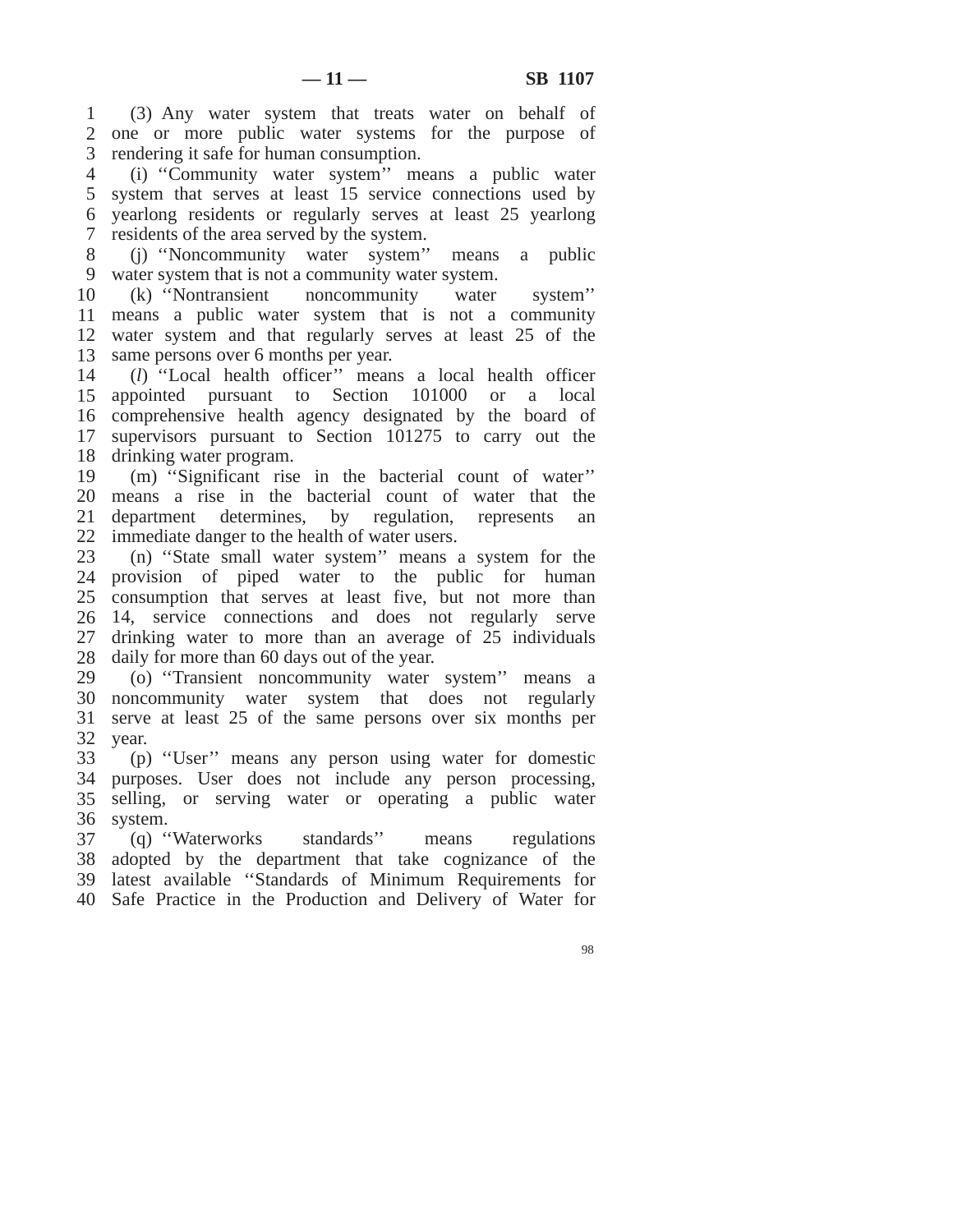(3) Any water system that treats water on behalf of one or more public water systems for the purpose of rendering it safe for human consumption.

(i) ''Community water system'' means a public water system that serves at least 15 service connections used by yearlong residents or regularly serves at least 25 yearlong residents of the area served by the system.

(j) ''Noncommunity water system'' means a public water system that is not a community water system.

(k) ''Nontransient noncommunity water system'' means a public water system that is not a community water system and that regularly serves at least 25 of the same persons over 6 months per year.

(*l*) ''Local health officer'' means a local health officer appointed pursuant to Section 101000 or a local comprehensive health agency designated by the board of supervisors pursuant to Section 101275 to carry out the drinking water program.

(m) ''Significant rise in the bacterial count of water'' means a rise in the bacterial count of water that the department determines, by regulation, represents an immediate danger to the health of water users.

(n) ''State small water system'' means a system for the provision of piped water to the public for human consumption that serves at least five, but not more than 14, service connections and does not regularly serve drinking water to more than an average of 25 individuals daily for more than 60 days out of the year.

(o) ''Transient noncommunity water system'' means a noncommunity water system that does not regularly serve at least 25 of the same persons over six months per year.

(p) ''User'' means any person using water for domestic purposes. User does not include any person processing, selling, or serving water or operating a public water system.

(q) ''Waterworks standards'' means regulations adopted by the department that take cognizance of the latest available ''Standards of Minimum Requirements for Safe Practice in the Production and Delivery of Water for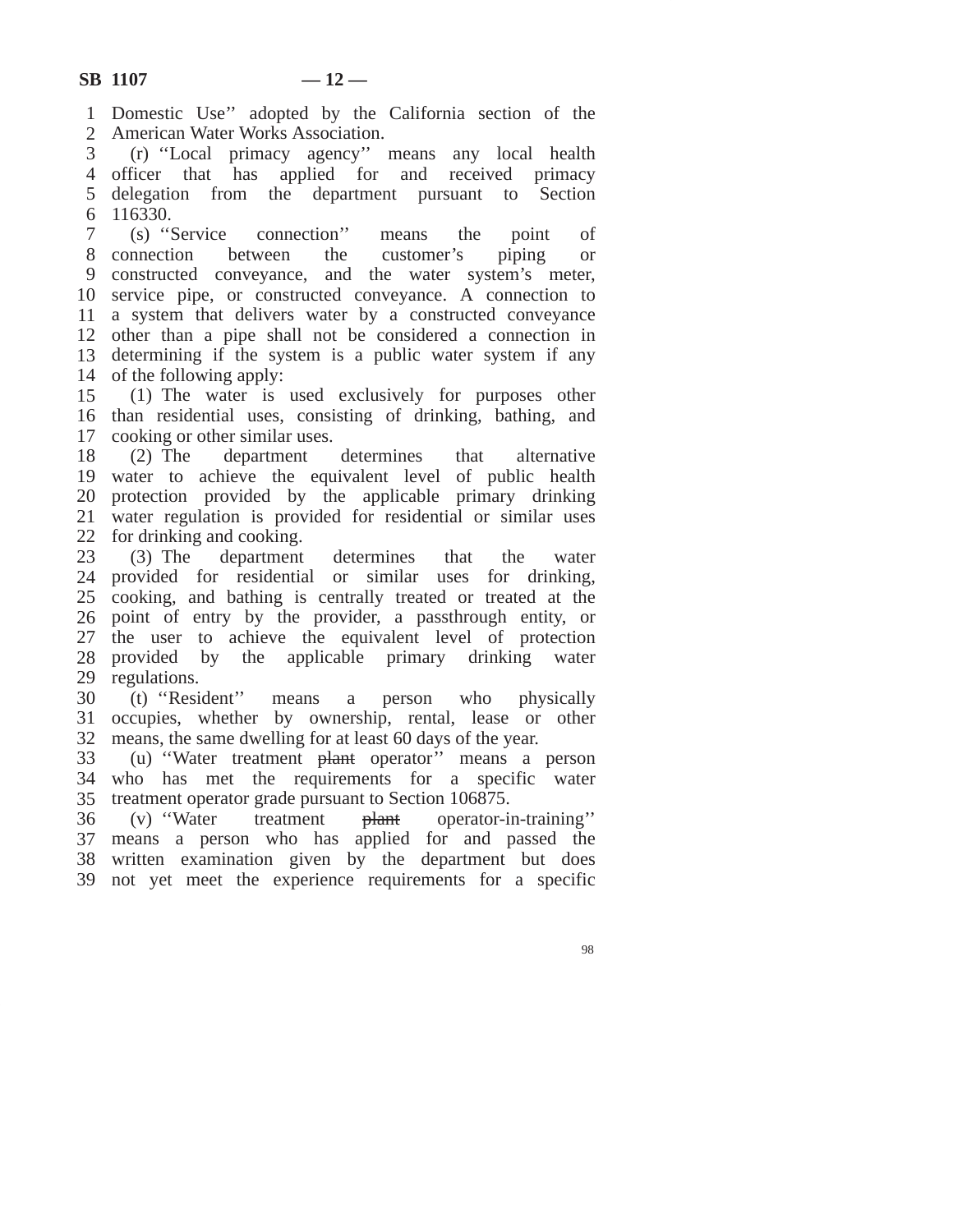Domestic Use'' adopted by the California section of the American Water Works Association.

(r) ''Local primacy agency'' means any local health officer that has applied for and received primacy delegation from the department pursuant to Section 116330.

(s) ''Service connection'' means the point of connection between the customer's piping or constructed conveyance, and the water system's meter, service pipe, or constructed conveyance. A connection to a system that delivers water by a constructed conveyance other than a pipe shall not be considered a connection in determining if the system is a public water system if any of the following apply:

(1) The water is used exclusively for purposes other than residential uses, consisting of drinking, bathing, and cooking or other similar uses.

(2) The department determines that alternative water to achieve the equivalent level of public health protection provided by the applicable primary drinking water regulation is provided for residential or similar uses for drinking and cooking.

(3) The department determines that the water provided for residential or similar uses for drinking, cooking, and bathing is centrally treated or treated at the point of entry by the provider, a passthrough entity, or the user to achieve the equivalent level of protection provided by the applicable primary drinking water regulations.

(t) ''Resident'' means a person who physically occupies, whether by ownership, rental, lease or other means, the same dwelling for at least 60 days of the year.

(u) ''Water treatment ~~plant~~ operator'' means a person who has met the requirements for a specific water treatment operator grade pursuant to Section 106875.

(v) ''Water treatment ~~plant~~ operator-in-training'' means a person who has applied for and passed the written examination given by the department but does not yet meet the experience requirements for a specific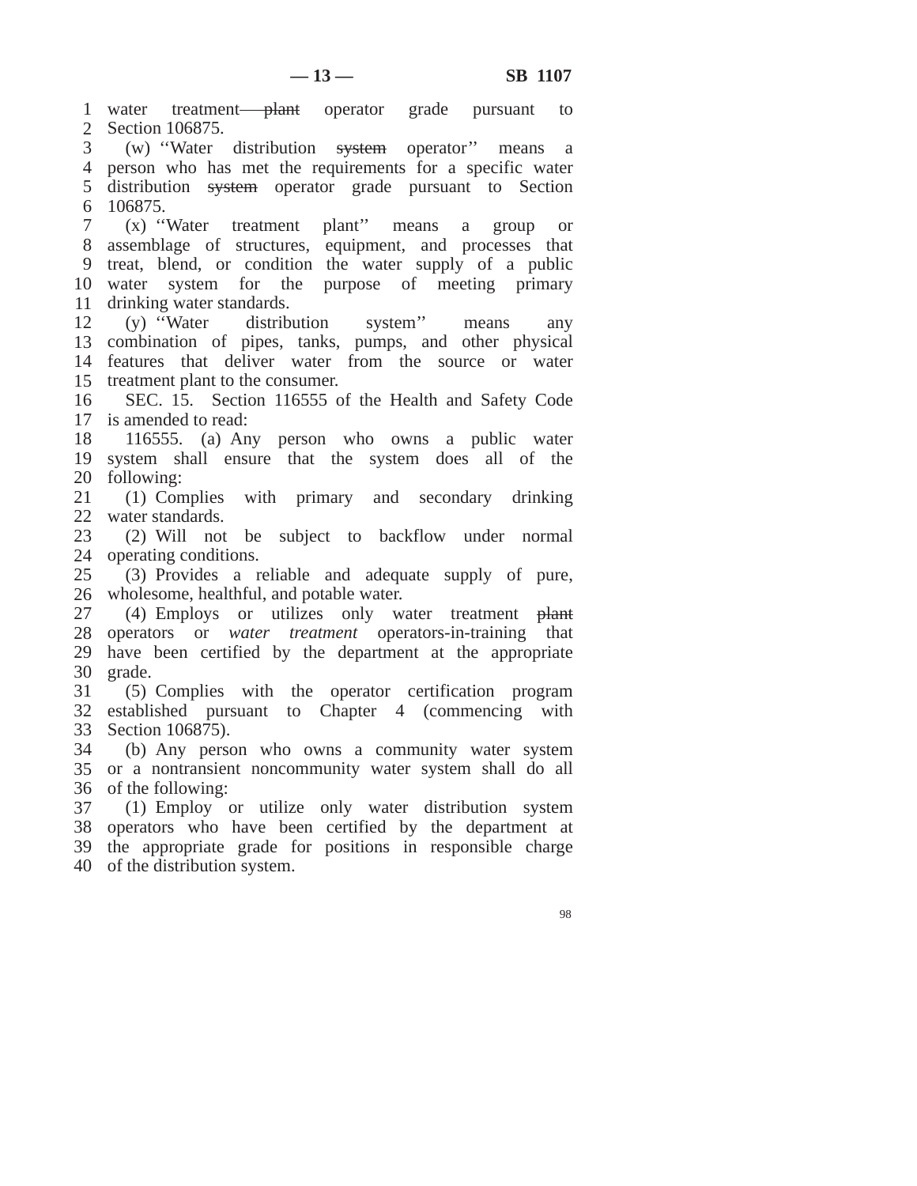water treatment ~~plant~~ operator grade pursuant to Section 106875.

(w) ''Water distribution ~~system~~ operator'' means a person who has met the requirements for a specific water distribution ~~system~~ operator grade pursuant to Section 106875.

(x) ''Water treatment plant'' means a group or assemblage of structures, equipment, and processes that treat, blend, or condition the water supply of a public water system for the purpose of meeting primary drinking water standards.

(y) ''Water distribution system'' means any combination of pipes, tanks, pumps, and other physical features that deliver water from the source or water treatment plant to the consumer.

SEC. 15. Section 116555 of the Health and Safety Code is amended to read:

116555. (a) Any person who owns a public water system shall ensure that the system does all of the following:

(1) Complies with primary and secondary drinking water standards.

(2) Will not be subject to backflow under normal operating conditions.

(3) Provides a reliable and adequate supply of pure, wholesome, healthful, and potable water.

(4) Employs or utilizes only water treatment ~~plant~~ operators or *water treatment* operators-in-training that have been certified by the department at the appropriate grade.

(5) Complies with the operator certification program established pursuant to Chapter 4 (commencing with Section 106875).

(b) Any person who owns a community water system or a nontransient noncommunity water system shall do all of the following:

(1) Employ or utilize only water distribution system operators who have been certified by the department at the appropriate grade for positions in responsible charge of the distribution system.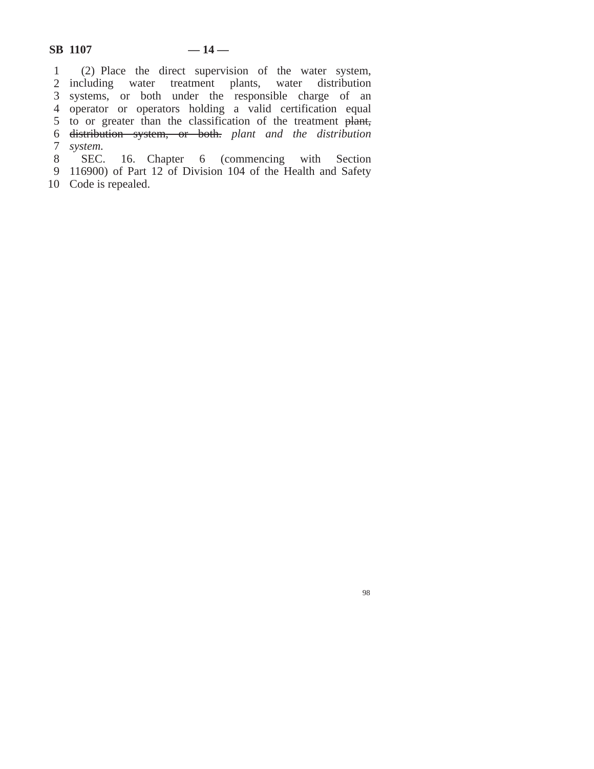(2) Place the direct supervision of the water system, including water treatment plants, water distribution systems, or both under the responsible charge of an operator or operators holding a valid certification equal to or greater than the classification of the treatment ~~plant, distribution system, or both.~~ *plant and the distribution system.*

SEC. 16. Chapter 6 (commencing with Section 116900) of Part 12 of Division 104 of the Health and Safety Code is repealed.